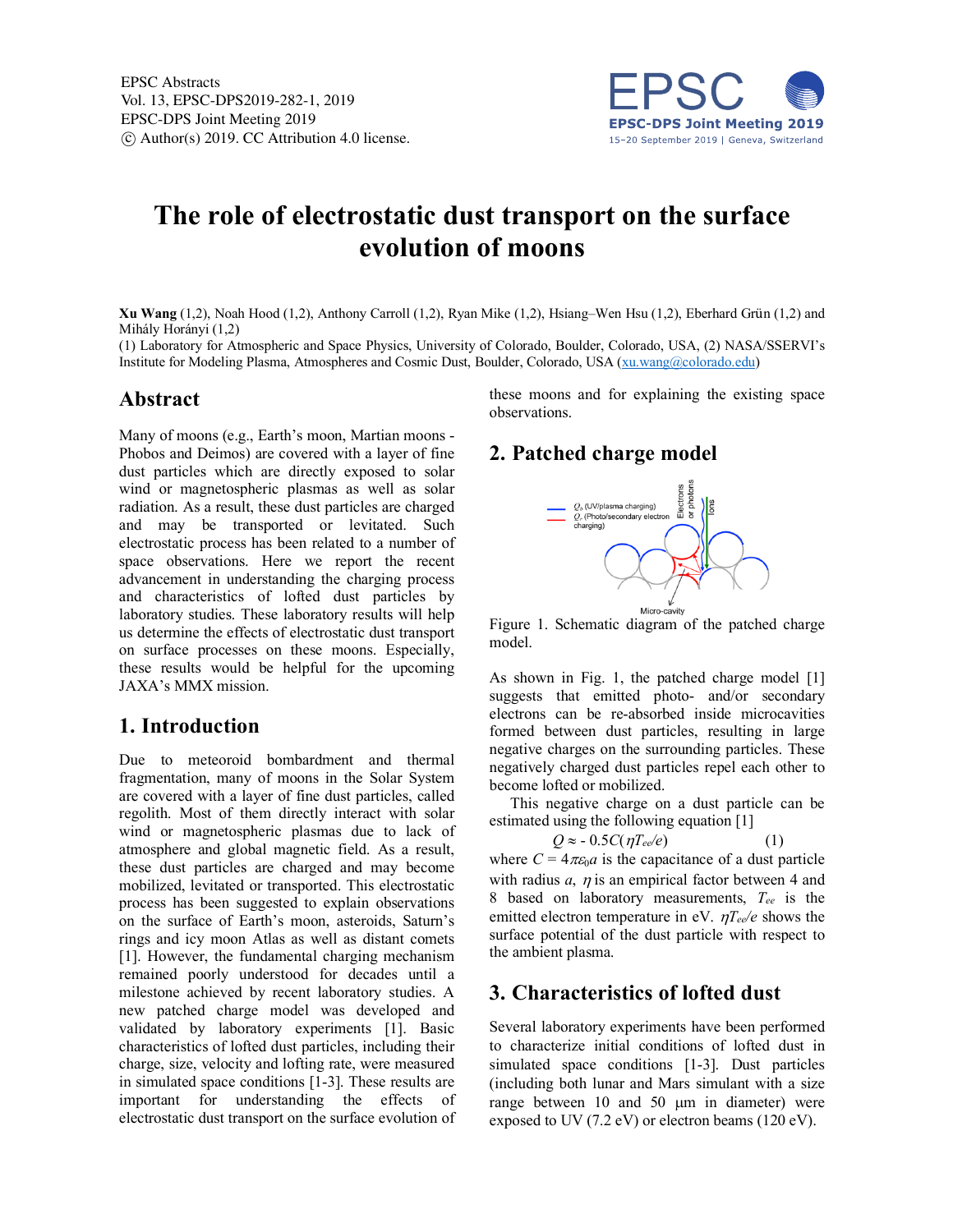EPSC Abstracts
Vol. 13, EPSC-DPS2019-282-1, 2019
EPSC-DPS Joint Meeting 2019
© Author(s) 2019. CC Attribution 4.0 license.

# The role of electrostatic dust transport on the surface evolution of moons

**Xu Wang** (1,2), Noah Hood (1,2), Anthony Carroll (1,2), Ryan Mike (1,2), Hsiang–Wen Hsu (1,2), Eberhard Grün (1,2) and Mihály Horányi (1,2)

(1) Laboratory for Atmospheric and Space Physics, University of Colorado, Boulder, Colorado, USA, (2) NASA/SSERVI's Institute for Modeling Plasma, Atmospheres and Cosmic Dust, Boulder, Colorado, USA (xu.wang@colorado.edu)

## Abstract

Many of moons (e.g., Earth's moon, Martian moons - Phobos and Deimos) are covered with a layer of fine dust particles which are directly exposed to solar wind or magnetospheric plasmas as well as solar radiation. As a result, these dust particles are charged and may be transported or levitated. Such electrostatic process has been related to a number of space observations. Here we report the recent advancement in understanding the charging process and characteristics of lofted dust particles by laboratory studies. These laboratory results will help us determine the effects of electrostatic dust transport on surface processes on these moons. Especially, these results would be helpful for the upcoming JAXA's MMX mission.

## 1. Introduction

Due to meteoroid bombardment and thermal fragmentation, many of moons in the Solar System are covered with a layer of fine dust particles, called regolith. Most of them directly interact with solar wind or magnetospheric plasmas due to lack of atmosphere and global magnetic field. As a result, these dust particles are charged and may become mobilized, levitated or transported. This electrostatic process has been suggested to explain observations on the surface of Earth's moon, asteroids, Saturn's rings and icy moon Atlas as well as distant comets [1]. However, the fundamental charging mechanism remained poorly understood for decades until a milestone achieved by recent laboratory studies. A new patched charge model was developed and validated by laboratory experiments [1]. Basic characteristics of lofted dust particles, including their charge, size, velocity and lofting rate, were measured in simulated space conditions [1-3]. These results are important for understanding the effects of electrostatic dust transport on the surface evolution of these moons and for explaining the existing space observations.

## 2. Patched charge model

Figure 1. Schematic diagram of the patched charge model.

As shown in Fig. 1, the patched charge model [1] suggests that emitted photo- and/or secondary electrons can be re-absorbed inside microcavities formed between dust particles, resulting in large negative charges on the surrounding particles. These negatively charged dust particles repel each other to become lofted or mobilized.

This negative charge on a dust particle can be estimated using the following equation [1]

$$Q \approx -0.5C(\eta T_{ee}/e) \qquad (1)$$

where $C = 4\pi\varepsilon_0 a$ is the capacitance of a dust particle with radius $a$, $\eta$ is an empirical factor between 4 and 8 based on laboratory measurements, $T_{ee}$ is the emitted electron temperature in eV. $\eta T_{ee}/e$ shows the surface potential of the dust particle with respect to the ambient plasma.

## 3. Characteristics of lofted dust

Several laboratory experiments have been performed to characterize initial conditions of lofted dust in simulated space conditions [1-3]. Dust particles (including both lunar and Mars simulant with a size range between 10 and 50 μm in diameter) were exposed to UV (7.2 eV) or electron beams (120 eV).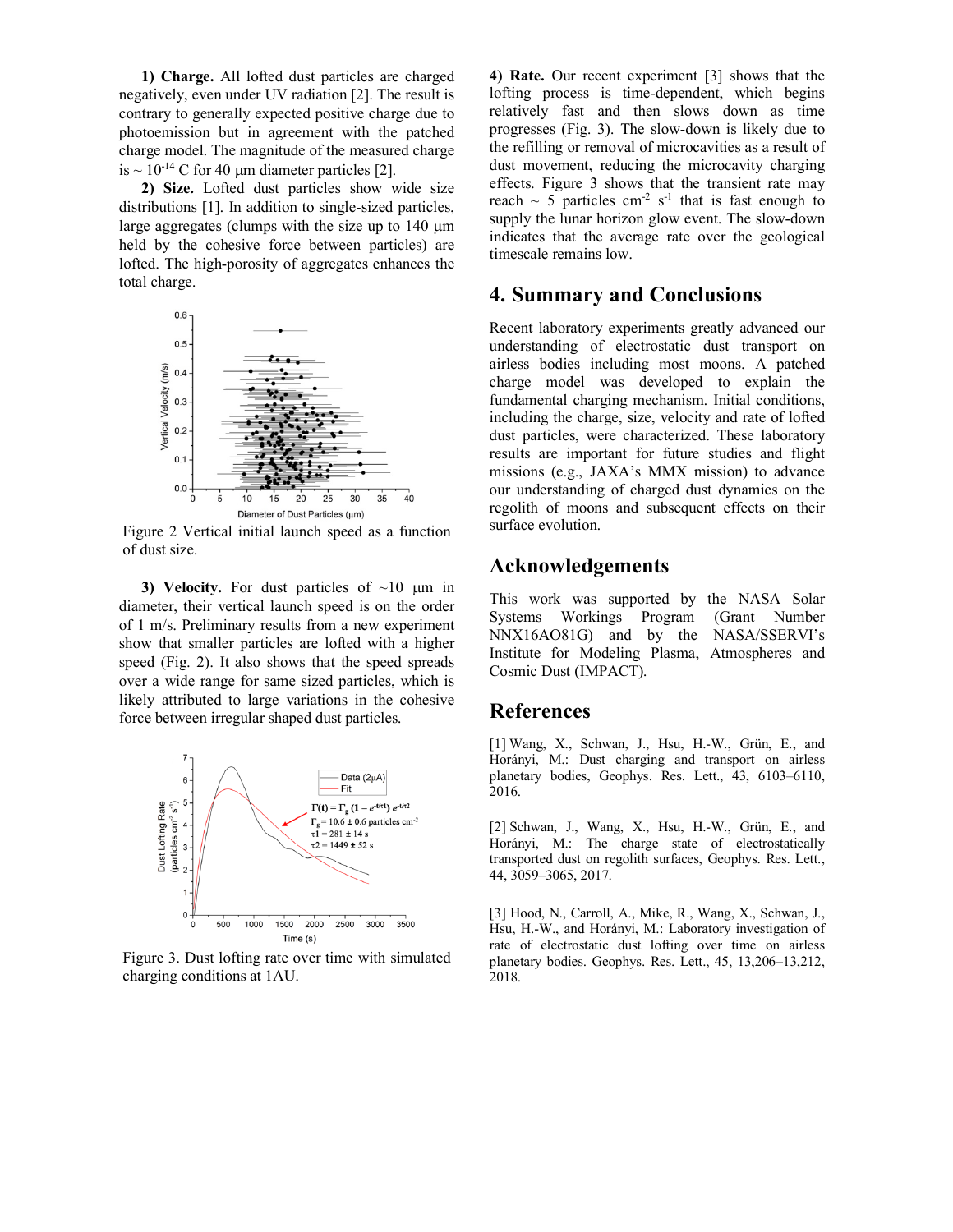**1) Charge.** All lofted dust particles are charged negatively, even under UV radiation [2]. The result is contrary to generally expected positive charge due to photoemission but in agreement with the patched charge model. The magnitude of the measured charge is ~ $10^{-14}$ C for 40 μm diameter particles [2].

**2) Size.** Lofted dust particles show wide size distributions [1]. In addition to single-sized particles, large aggregates (clumps with the size up to 140 μm held by the cohesive force between particles) are lofted. The high-porosity of aggregates enhances the total charge.

0.6
0.5
0.4
0.3
0.2
0.1
0.0
Vertical Velocity (m/s)
0 5 10 15 20 25 30 35 40
Diameter of Dust Particles (μm)

Figure 2 Vertical initial launch speed as a function of dust size.

**3) Velocity.** For dust particles of ~10 μm in diameter, their vertical launch speed is on the order of 1 m/s. Preliminary results from a new experiment show that smaller particles are lofted with a higher speed (Fig. 2). It also shows that the speed spreads over a wide range for same sized particles, which is likely attributed to large variations in the cohesive force between irregular shaped dust particles.

7
6
5
4
3
2
1
0
Dust Lofting Rate (particles cm$^{-2}$ s$^{-1}$)
0 500 1000 1500 2000 2500 3000 3500
Time (s)
Data (2μA)
Fit
$\Gamma(t) = \Gamma_g (1 - e^{-t/\tau 1}) e^{-t/\tau 2}$
$\Gamma_g$ = 10.6 ± 0.6 particles cm$^{-2}$
τ1 = 281 ± 14 s
τ2 = 1449 ± 52 s

Figure 3. Dust lofting rate over time with simulated charging conditions at 1AU.

**4) Rate.** Our recent experiment [3] shows that the lofting process is time-dependent, which begins relatively fast and then slows down as time progresses (Fig. 3). The slow-down is likely due to the refilling or removal of microcavities as a result of dust movement, reducing the microcavity charging effects. Figure 3 shows that the transient rate may reach ~ 5 particles cm$^{-2}$ s$^{-1}$ that is fast enough to supply the lunar horizon glow event. The slow-down indicates that the average rate over the geological timescale remains low.

## 4. Summary and Conclusions

Recent laboratory experiments greatly advanced our understanding of electrostatic dust transport on airless bodies including most moons. A patched charge model was developed to explain the fundamental charging mechanism. Initial conditions, including the charge, size, velocity and rate of lofted dust particles, were characterized. These laboratory results are important for future studies and flight missions (e.g., JAXA's MMX mission) to advance our understanding of charged dust dynamics on the regolith of moons and subsequent effects on their surface evolution.

## Acknowledgements

This work was supported by the NASA Solar Systems Workings Program (Grant Number NNX16AO81G) and by the NASA/SSERVI's Institute for Modeling Plasma, Atmospheres and Cosmic Dust (IMPACT).

## References

[1] Wang, X., Schwan, J., Hsu, H.-W., Grün, E., and Horányi, M.: Dust charging and transport on airless planetary bodies, Geophys. Res. Lett., 43, 6103–6110, 2016.

[2] Schwan, J., Wang, X., Hsu, H.-W., Grün, E., and Horányi, M.: The charge state of electrostatically transported dust on regolith surfaces, Geophys. Res. Lett., 44, 3059–3065, 2017.

[3] Hood, N., Carroll, A., Mike, R., Wang, X., Schwan, J., Hsu, H.-W., and Horányi, M.: Laboratory investigation of rate of electrostatic dust lofting over time on airless planetary bodies. Geophys. Res. Lett., 45, 13,206–13,212, 2018.